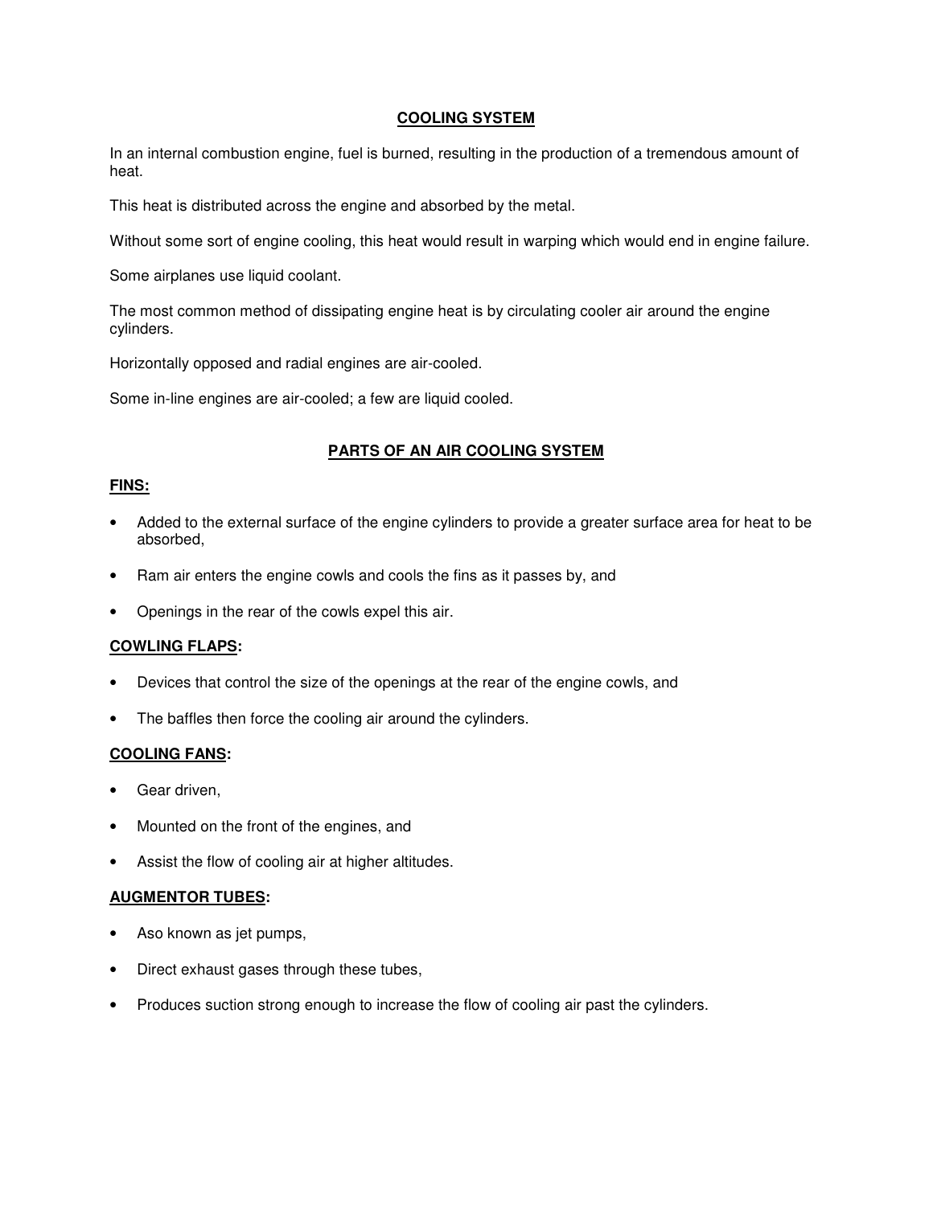# COOLING SYSTEM

In an internal combustion engine, fuel is burned, resulting in the production of a tremendous amount of heat.

This heat is distributed across the engine and absorbed by the metal.

Without some sort of engine cooling, this heat would result in warping which would end in engine failure.

Some airplanes use liquid coolant.

The most common method of dissipating engine heat is by circulating cooler air around the engine cylinders.

Horizontally opposed and radial engines are air-cooled.

Some in-line engines are air-cooled; a few are liquid cooled.

## PARTS OF AN AIR COOLING SYSTEM

### FINS:

- Added to the external surface of the engine cylinders to provide a greater surface area for heat to be absorbed,
- Ram air enters the engine cowls and cools the fins as it passes by, and
- Openings in the rear of the cowls expel this air.

### COWLING FLAPS:

- Devices that control the size of the openings at the rear of the engine cowls, and
- The baffles then force the cooling air around the cylinders.

### COOLING FANS:

- Gear driven,
- Mounted on the front of the engines, and
- Assist the flow of cooling air at higher altitudes.

### AUGMENTOR TUBES:

- Aso known as jet pumps,
- Direct exhaust gases through these tubes,
- Produces suction strong enough to increase the flow of cooling air past the cylinders.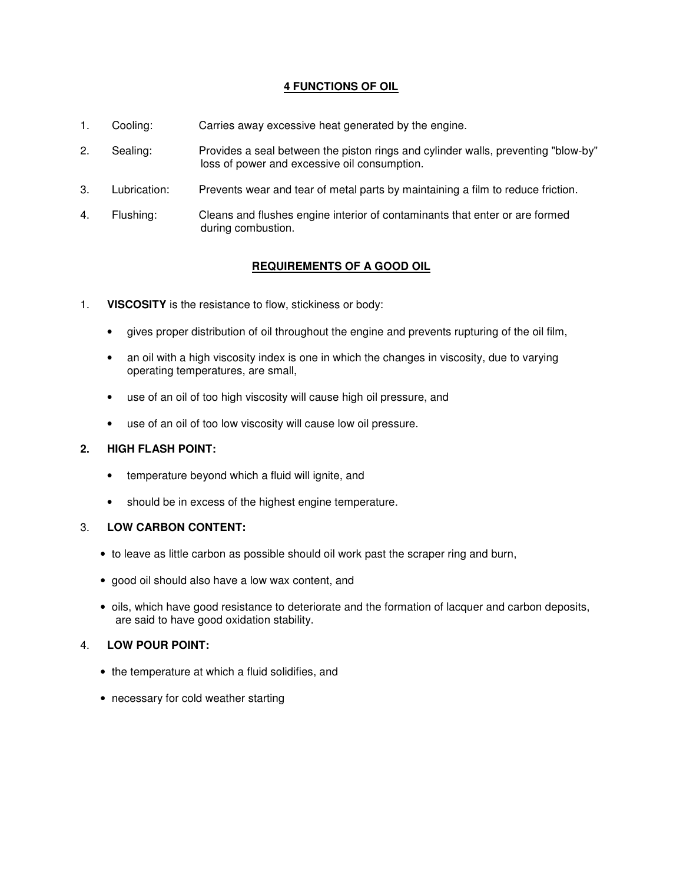## 4 FUNCTIONS OF OIL

1. Cooling: Carries away excessive heat generated by the engine.
2. Sealing: Provides a seal between the piston rings and cylinder walls, preventing "blow-by" loss of power and excessive oil consumption.
3. Lubrication: Prevents wear and tear of metal parts by maintaining a film to reduce friction.
4. Flushing: Cleans and flushes engine interior of contaminants that enter or are formed during combustion.

## REQUIREMENTS OF A GOOD OIL

1. **VISCOSITY** is the resistance to flow, stickiness or body:
   - gives proper distribution of oil throughout the engine and prevents rupturing of the oil film,
   - an oil with a high viscosity index is one in which the changes in viscosity, due to varying operating temperatures, are small,
   - use of an oil of too high viscosity will cause high oil pressure, and
   - use of an oil of too low viscosity will cause low oil pressure.

2. **HIGH FLASH POINT:**
   - temperature beyond which a fluid will ignite, and
   - should be in excess of the highest engine temperature.

3. **LOW CARBON CONTENT:**
   - to leave as little carbon as possible should oil work past the scraper ring and burn,
   - good oil should also have a low wax content, and
   - oils, which have good resistance to deteriorate and the formation of lacquer and carbon deposits, are said to have good oxidation stability.

4. **LOW POUR POINT:**
   - the temperature at which a fluid solidifies, and
   - necessary for cold weather starting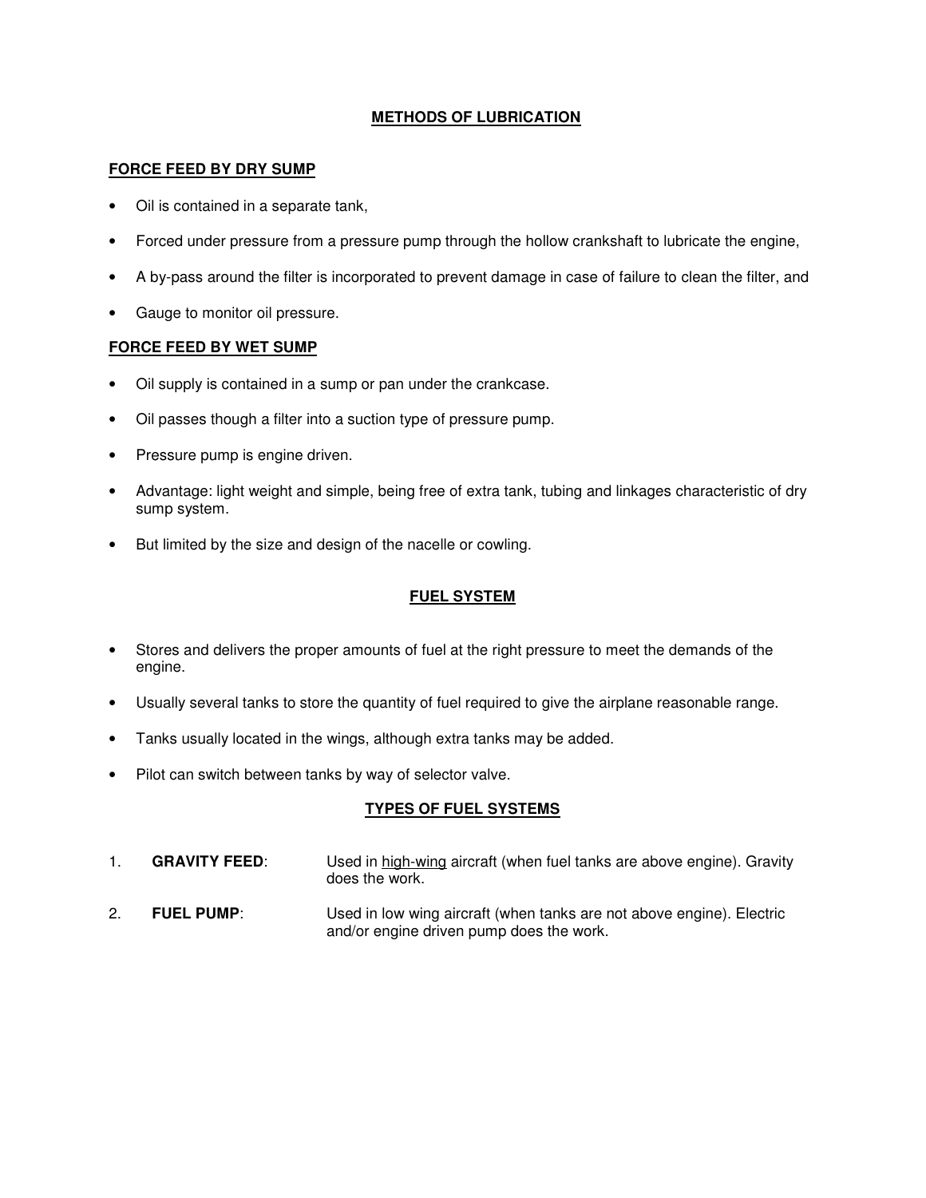## METHODS OF LUBRICATION

### FORCE FEED BY DRY SUMP

- Oil is contained in a separate tank,
- Forced under pressure from a pressure pump through the hollow crankshaft to lubricate the engine,
- A by-pass around the filter is incorporated to prevent damage in case of failure to clean the filter, and
- Gauge to monitor oil pressure.

### FORCE FEED BY WET SUMP

- Oil supply is contained in a sump or pan under the crankcase.
- Oil passes though a filter into a suction type of pressure pump.
- Pressure pump is engine driven.
- Advantage: light weight and simple, being free of extra tank, tubing and linkages characteristic of dry sump system.
- But limited by the size and design of the nacelle or cowling.

## FUEL SYSTEM

- Stores and delivers the proper amounts of fuel at the right pressure to meet the demands of the engine.
- Usually several tanks to store the quantity of fuel required to give the airplane reasonable range.
- Tanks usually located in the wings, although extra tanks may be added.
- Pilot can switch between tanks by way of selector valve.

## TYPES OF FUEL SYSTEMS

1. **GRAVITY FEED**: Used in high-wing aircraft (when fuel tanks are above engine). Gravity does the work.
2. **FUEL PUMP**: Used in low wing aircraft (when tanks are not above engine). Electric and/or engine driven pump does the work.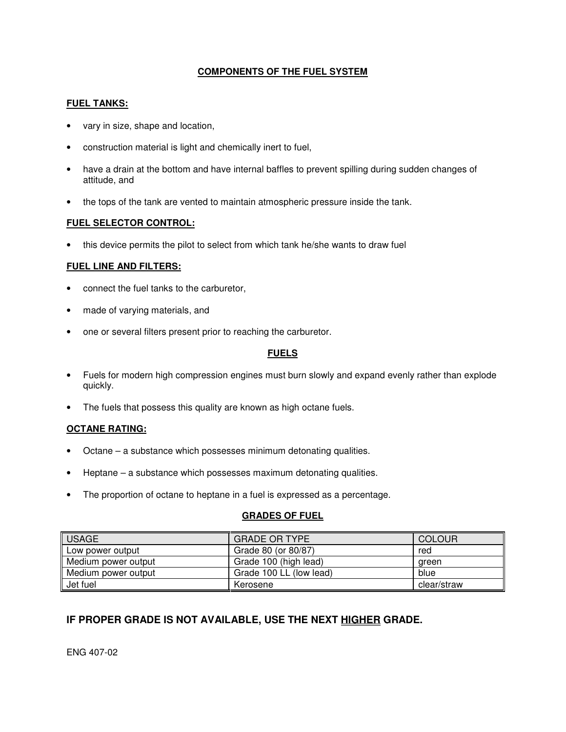## COMPONENTS OF THE FUEL SYSTEM

### FUEL TANKS:

- vary in size, shape and location,
- construction material is light and chemically inert to fuel,
- have a drain at the bottom and have internal baffles to prevent spilling during sudden changes of attitude, and
- the tops of the tank are vented to maintain atmospheric pressure inside the tank.

### FUEL SELECTOR CONTROL:

- this device permits the pilot to select from which tank he/she wants to draw fuel

### FUEL LINE AND FILTERS:

- connect the fuel tanks to the carburetor,
- made of varying materials, and
- one or several filters present prior to reaching the carburetor.

## FUELS

- Fuels for modern high compression engines must burn slowly and expand evenly rather than explode quickly.
- The fuels that possess this quality are known as high octane fuels.

### OCTANE RATING:

- Octane – a substance which possesses minimum detonating qualities.
- Heptane – a substance which possesses maximum detonating qualities.
- The proportion of octane to heptane in a fuel is expressed as a percentage.

## GRADES OF FUEL

| USAGE | GRADE OR TYPE | COLOUR |
|---|---|---|
| Low power output | Grade 80 (or 80/87) | red |
| Medium power output | Grade 100 (high lead) | green |
| Medium power output | Grade 100 LL (low lead) | blue |
| Jet fuel | Kerosene | clear/straw |

**IF PROPER GRADE IS NOT AVAILABLE, USE THE NEXT HIGHER GRADE.**

ENG 407-02